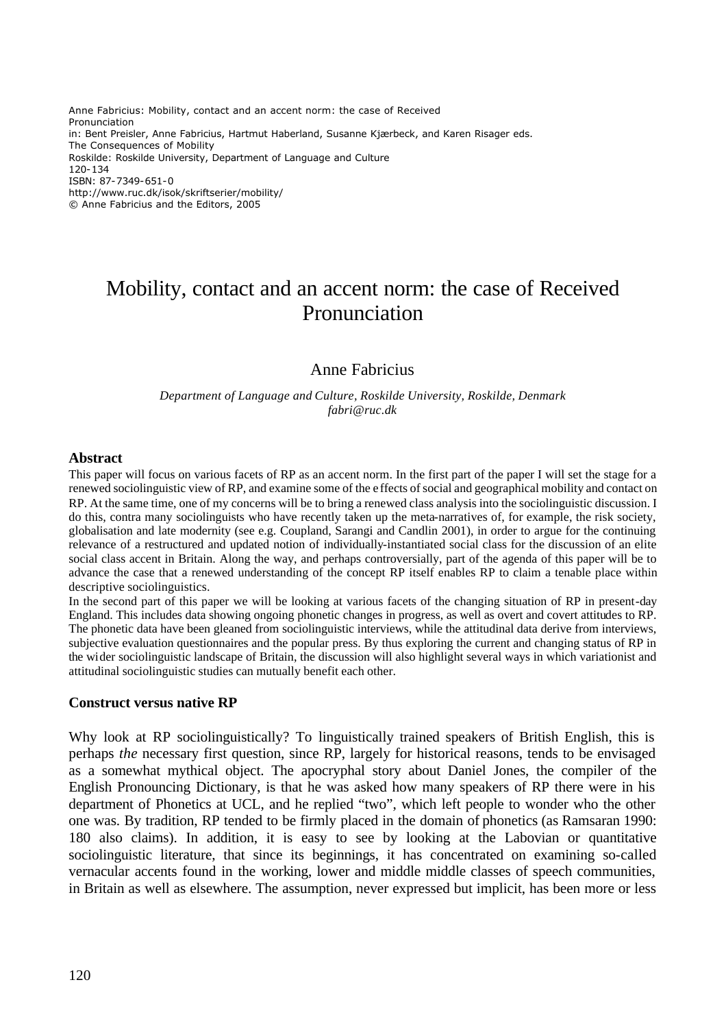Anne Fabricius: Mobility, contact and an accent norm: the case of Received Pronunciation
in: Bent Preisler, Anne Fabricius, Hartmut Haberland, Susanne Kjærbeck, and Karen Risager eds.
The Consequences of Mobility
Roskilde: Roskilde University, Department of Language and Culture
120-134
ISBN: 87-7349-651-0
http://www.ruc.dk/isok/skriftserier/mobility/
© Anne Fabricius and the Editors, 2005

# Mobility, contact and an accent norm: the case of Received Pronunciation

Anne Fabricius

*Department of Language and Culture, Roskilde University, Roskilde, Denmark*
*fabri@ruc.dk*

### Abstract

This paper will focus on various facets of RP as an accent norm. In the first part of the paper I will set the stage for a renewed sociolinguistic view of RP, and examine some of the effects of social and geographical mobility and contact on RP. At the same time, one of my concerns will be to bring a renewed class analysis into the sociolinguistic discussion. I do this, contra many sociolinguists who have recently taken up the meta-narratives of, for example, the risk society, globalisation and late modernity (see e.g. Coupland, Sarangi and Candlin 2001), in order to argue for the continuing relevance of a restructured and updated notion of individually-instantiated social class for the discussion of an elite social class accent in Britain. Along the way, and perhaps controversially, part of the agenda of this paper will be to advance the case that a renewed understanding of the concept RP itself enables RP to claim a tenable place within descriptive sociolinguistics.

In the second part of this paper we will be looking at various facets of the changing situation of RP in present-day England. This includes data showing ongoing phonetic changes in progress, as well as overt and covert attitudes to RP. The phonetic data have been gleaned from sociolinguistic interviews, while the attitudinal data derive from interviews, subjective evaluation questionnaires and the popular press. By thus exploring the current and changing status of RP in the wider sociolinguistic landscape of Britain, the discussion will also highlight several ways in which variationist and attitudinal sociolinguistic studies can mutually benefit each other.

### Construct versus native RP

Why look at RP sociolinguistically? To linguistically trained speakers of British English, this is perhaps *the* necessary first question, since RP, largely for historical reasons, tends to be envisaged as a somewhat mythical object. The apocryphal story about Daniel Jones, the compiler of the English Pronouncing Dictionary, is that he was asked how many speakers of RP there were in his department of Phonetics at UCL, and he replied "two", which left people to wonder who the other one was. By tradition, RP tended to be firmly placed in the domain of phonetics (as Ramsaran 1990: 180 also claims). In addition, it is easy to see by looking at the Labovian or quantitative sociolinguistic literature, that since its beginnings, it has concentrated on examining so-called vernacular accents found in the working, lower and middle middle classes of speech communities, in Britain as well as elsewhere. The assumption, never expressed but implicit, has been more or less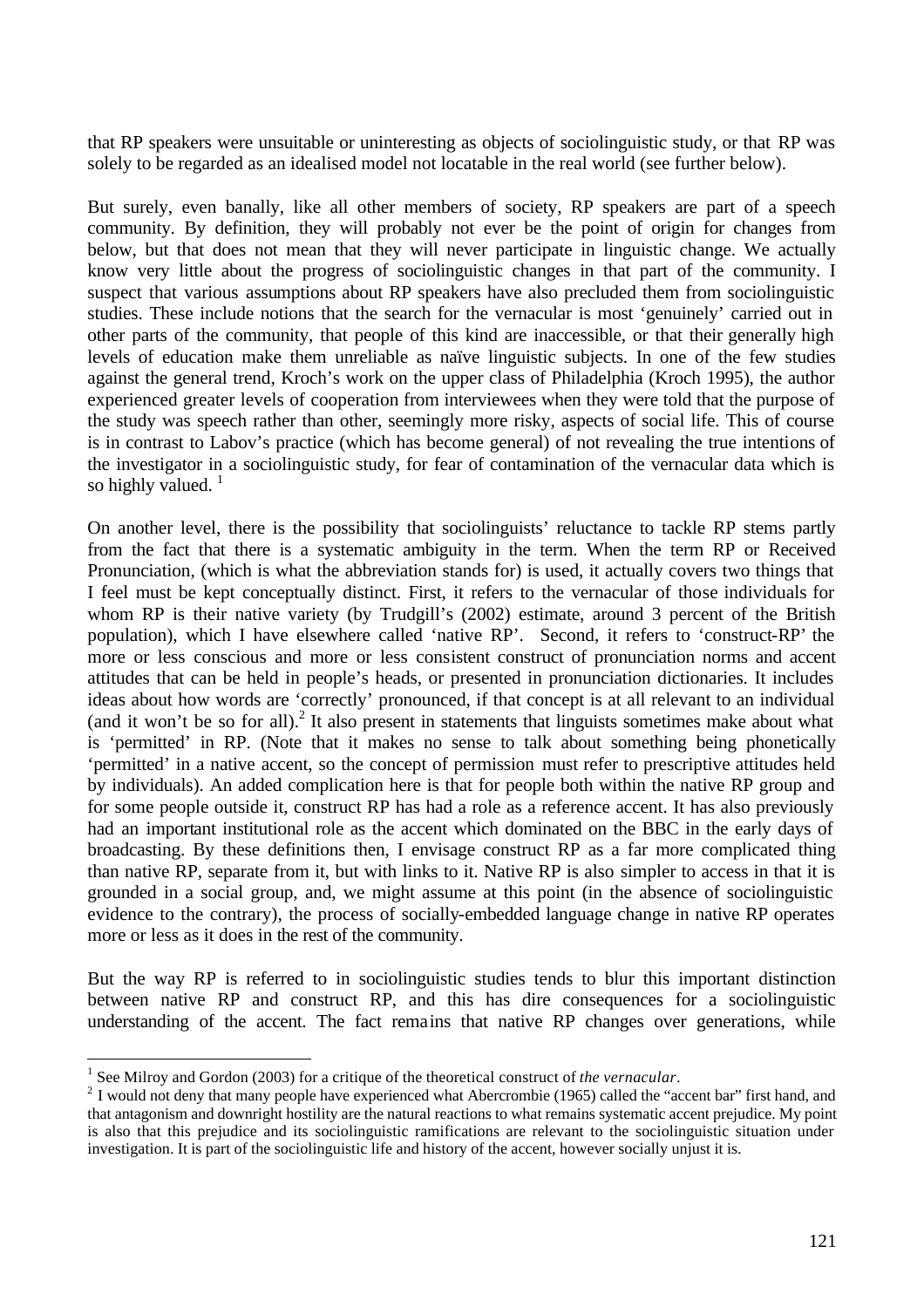that RP speakers were unsuitable or uninteresting as objects of sociolinguistic study, or that RP was solely to be regarded as an idealised model not locatable in the real world (see further below).

But surely, even banally, like all other members of society, RP speakers are part of a speech community. By definition, they will probably not ever be the point of origin for changes from below, but that does not mean that they will never participate in linguistic change. We actually know very little about the progress of sociolinguistic changes in that part of the community. I suspect that various assumptions about RP speakers have also precluded them from sociolinguistic studies. These include notions that the search for the vernacular is most 'genuinely' carried out in other parts of the community, that people of this kind are inaccessible, or that their generally high levels of education make them unreliable as naïve linguistic subjects. In one of the few studies against the general trend, Kroch's work on the upper class of Philadelphia (Kroch 1995), the author experienced greater levels of cooperation from interviewees when they were told that the purpose of the study was speech rather than other, seemingly more risky, aspects of social life. This of course is in contrast to Labov's practice (which has become general) of not revealing the true intentions of the investigator in a sociolinguistic study, for fear of contamination of the vernacular data which is so highly valued. [1]

On another level, there is the possibility that sociolinguists' reluctance to tackle RP stems partly from the fact that there is a systematic ambiguity in the term. When the term RP or Received Pronunciation, (which is what the abbreviation stands for) is used, it actually covers two things that I feel must be kept conceptually distinct. First, it refers to the vernacular of those individuals for whom RP is their native variety (by Trudgill's (2002) estimate, around 3 percent of the British population), which I have elsewhere called 'native RP'. Second, it refers to 'construct-RP' the more or less conscious and more or less consistent construct of pronunciation norms and accent attitudes that can be held in people's heads, or presented in pronunciation dictionaries. It includes ideas about how words are 'correctly' pronounced, if that concept is at all relevant to an individual (and it won't be so for all).[2] It also present in statements that linguists sometimes make about what is 'permitted' in RP. (Note that it makes no sense to talk about something being phonetically 'permitted' in a native accent, so the concept of permission must refer to prescriptive attitudes held by individuals). An added complication here is that for people both within the native RP group and for some people outside it, construct RP has had a role as a reference accent. It has also previously had an important institutional role as the accent which dominated on the BBC in the early days of broadcasting. By these definitions then, I envisage construct RP as a far more complicated thing than native RP, separate from it, but with links to it. Native RP is also simpler to access in that it is grounded in a social group, and, we might assume at this point (in the absence of sociolinguistic evidence to the contrary), the process of socially-embedded language change in native RP operates more or less as it does in the rest of the community.

But the way RP is referred to in sociolinguistic studies tends to blur this important distinction between native RP and construct RP, and this has dire consequences for a sociolinguistic understanding of the accent. The fact remains that native RP changes over generations, while

---

[1] See Milroy and Gordon (2003) for a critique of the theoretical construct of *the vernacular*.

[2] I would not deny that many people have experienced what Abercrombie (1965) called the "accent bar" first hand, and that antagonism and downright hostility are the natural reactions to what remains systematic accent prejudice. My point is also that this prejudice and its sociolinguistic ramifications are relevant to the sociolinguistic situation under investigation. It is part of the sociolinguistic life and history of the accent, however socially unjust it is.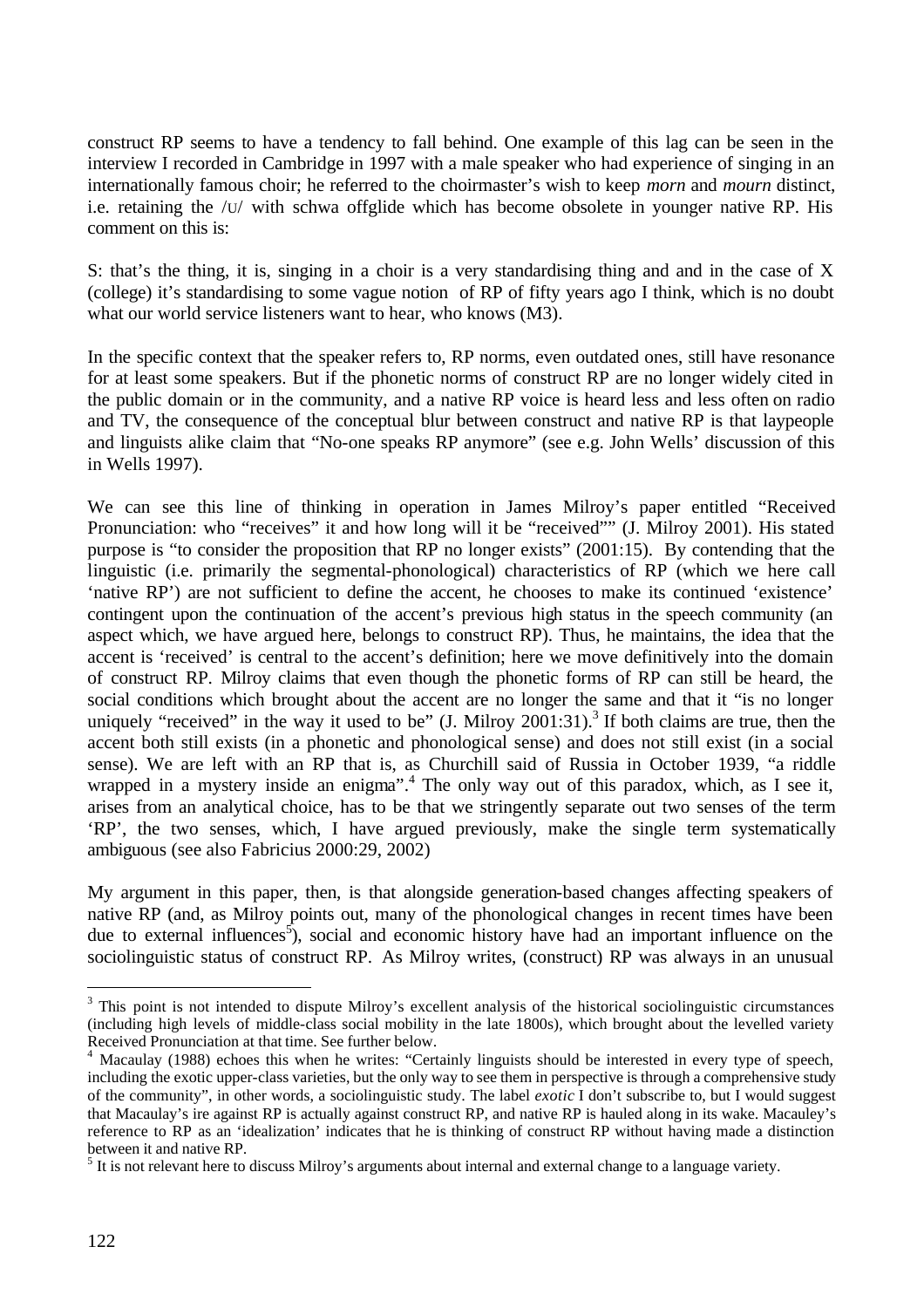construct RP seems to have a tendency to fall behind. One example of this lag can be seen in the interview I recorded in Cambridge in 1997 with a male speaker who had experience of singing in an internationally famous choir; he referred to the choirmaster's wish to keep *morn* and *mourn* distinct, i.e. retaining the /ʊ/ with schwa offglide which has become obsolete in younger native RP. His comment on this is:

S: that's the thing, it is, singing in a choir is a very standardising thing and and in the case of X (college) it's standardising to some vague notion of RP of fifty years ago I think, which is no doubt what our world service listeners want to hear, who knows (M3).

In the specific context that the speaker refers to, RP norms, even outdated ones, still have resonance for at least some speakers. But if the phonetic norms of construct RP are no longer widely cited in the public domain or in the community, and a native RP voice is heard less and less often on radio and TV, the consequence of the conceptual blur between construct and native RP is that laypeople and linguists alike claim that "No-one speaks RP anymore" (see e.g. John Wells' discussion of this in Wells 1997).

We can see this line of thinking in operation in James Milroy's paper entitled "Received Pronunciation: who "receives" it and how long will it be "received"" (J. Milroy 2001). His stated purpose is "to consider the proposition that RP no longer exists" (2001:15). By contending that the linguistic (i.e. primarily the segmental-phonological) characteristics of RP (which we here call 'native RP') are not sufficient to define the accent, he chooses to make its continued 'existence' contingent upon the continuation of the accent's previous high status in the speech community (an aspect which, we have argued here, belongs to construct RP). Thus, he maintains, the idea that the accent is 'received' is central to the accent's definition; here we move definitively into the domain of construct RP. Milroy claims that even though the phonetic forms of RP can still be heard, the social conditions which brought about the accent are no longer the same and that it "is no longer uniquely "received" in the way it used to be" (J. Milroy 2001:31).[3] If both claims are true, then the accent both still exists (in a phonetic and phonological sense) and does not still exist (in a social sense). We are left with an RP that is, as Churchill said of Russia in October 1939, "a riddle wrapped in a mystery inside an enigma".[4] The only way out of this paradox, which, as I see it, arises from an analytical choice, has to be that we stringently separate out two senses of the term 'RP', the two senses, which, I have argued previously, make the single term systematically ambiguous (see also Fabricius 2000:29, 2002)

My argument in this paper, then, is that alongside generation-based changes affecting speakers of native RP (and, as Milroy points out, many of the phonological changes in recent times have been due to external influences[5]), social and economic history have had an important influence on the sociolinguistic status of construct RP. As Milroy writes, (construct) RP was always in an unusual

---

[3] This point is not intended to dispute Milroy's excellent analysis of the historical sociolinguistic circumstances (including high levels of middle-class social mobility in the late 1800s), which brought about the levelled variety Received Pronunciation at that time. See further below.

[4] Macaulay (1988) echoes this when he writes: "Certainly linguists should be interested in every type of speech, including the exotic upper-class varieties, but the only way to see them in perspective is through a comprehensive study of the community", in other words, a sociolinguistic study. The label *exotic* I don't subscribe to, but I would suggest that Macaulay's ire against RP is actually against construct RP, and native RP is hauled along in its wake. Macauley's reference to RP as an 'idealization' indicates that he is thinking of construct RP without having made a distinction between it and native RP.

[5] It is not relevant here to discuss Milroy's arguments about internal and external change to a language variety.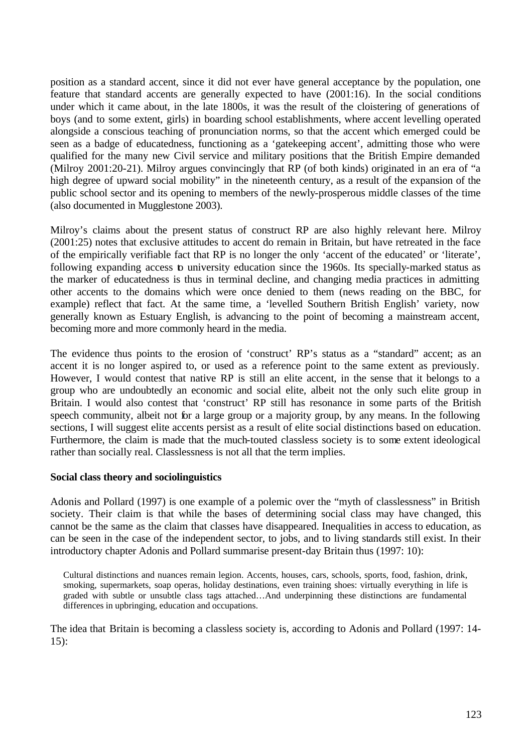position as a standard accent, since it did not ever have general acceptance by the population, one feature that standard accents are generally expected to have (2001:16). In the social conditions under which it came about, in the late 1800s, it was the result of the cloistering of generations of boys (and to some extent, girls) in boarding school establishments, where accent levelling operated alongside a conscious teaching of pronunciation norms, so that the accent which emerged could be seen as a badge of educatedness, functioning as a 'gatekeeping accent', admitting those who were qualified for the many new Civil service and military positions that the British Empire demanded (Milroy 2001:20-21). Milroy argues convincingly that RP (of both kinds) originated in an era of "a high degree of upward social mobility" in the nineteenth century, as a result of the expansion of the public school sector and its opening to members of the newly-prosperous middle classes of the time (also documented in Mugglestone 2003).

Milroy's claims about the present status of construct RP are also highly relevant here. Milroy (2001:25) notes that exclusive attitudes to accent do remain in Britain, but have retreated in the face of the empirically verifiable fact that RP is no longer the only 'accent of the educated' or 'literate', following expanding access to university education since the 1960s. Its specially-marked status as the marker of educatedness is thus in terminal decline, and changing media practices in admitting other accents to the domains which were once denied to them (news reading on the BBC, for example) reflect that fact. At the same time, a 'levelled Southern British English' variety, now generally known as Estuary English, is advancing to the point of becoming a mainstream accent, becoming more and more commonly heard in the media.

The evidence thus points to the erosion of 'construct' RP's status as a "standard" accent; as an accent it is no longer aspired to, or used as a reference point to the same extent as previously. However, I would contest that native RP is still an elite accent, in the sense that it belongs to a group who are undoubtedly an economic and social elite, albeit not the only such elite group in Britain. I would also contest that 'construct' RP still has resonance in some parts of the British speech community, albeit not for a large group or a majority group, by any means. In the following sections, I will suggest elite accents persist as a result of elite social distinctions based on education. Furthermore, the claim is made that the much-touted classless society is to some extent ideological rather than socially real. Classlessness is not all that the term implies.

**Social class theory and sociolinguistics**

Adonis and Pollard (1997) is one example of a polemic over the "myth of classlessness" in British society. Their claim is that while the bases of determining social class may have changed, this cannot be the same as the claim that classes have disappeared. Inequalities in access to education, as can be seen in the case of the independent sector, to jobs, and to living standards still exist. In their introductory chapter Adonis and Pollard summarise present-day Britain thus (1997: 10):

> Cultural distinctions and nuances remain legion. Accents, houses, cars, schools, sports, food, fashion, drink, smoking, supermarkets, soap operas, holiday destinations, even training shoes: virtually everything in life is graded with subtle or unsubtle class tags attached…And underpinning these distinctions are fundamental differences in upbringing, education and occupations.

The idea that Britain is becoming a classless society is, according to Adonis and Pollard (1997: 14-15):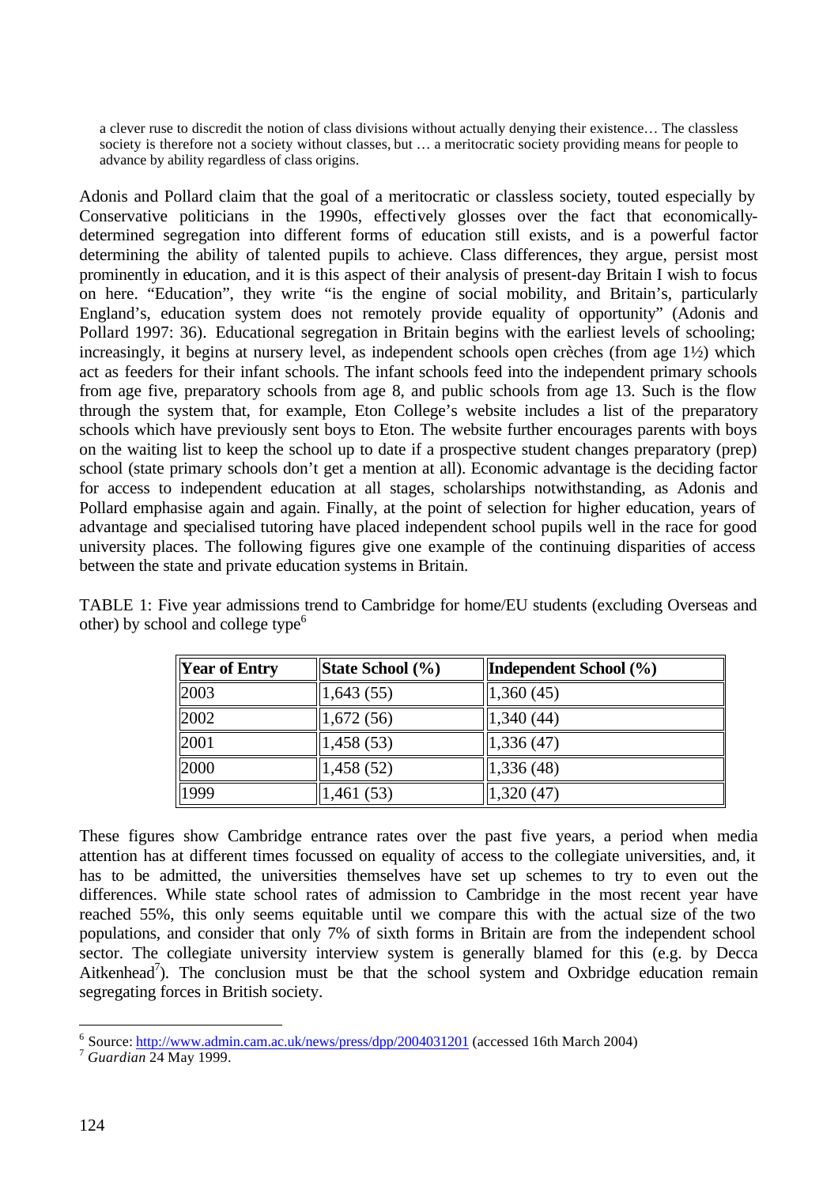> a clever ruse to discredit the notion of class divisions without actually denying their existence… The classless society is therefore not a society without classes, but … a meritocratic society providing means for people to advance by ability regardless of class origins.

Adonis and Pollard claim that the goal of a meritocratic or classless society, touted especially by Conservative politicians in the 1990s, effectively glosses over the fact that economically-determined segregation into different forms of education still exists, and is a powerful factor determining the ability of talented pupils to achieve. Class differences, they argue, persist most prominently in education, and it is this aspect of their analysis of present-day Britain I wish to focus on here. "Education", they write "is the engine of social mobility, and Britain's, particularly England's, education system does not remotely provide equality of opportunity" (Adonis and Pollard 1997: 36). Educational segregation in Britain begins with the earliest levels of schooling; increasingly, it begins at nursery level, as independent schools open crèches (from age 1½) which act as feeders for their infant schools. The infant schools feed into the independent primary schools from age five, preparatory schools from age 8, and public schools from age 13. Such is the flow through the system that, for example, Eton College's website includes a list of the preparatory schools which have previously sent boys to Eton. The website further encourages parents with boys on the waiting list to keep the school up to date if a prospective student changes preparatory (prep) school (state primary schools don't get a mention at all). Economic advantage is the deciding factor for access to independent education at all stages, scholarships notwithstanding, as Adonis and Pollard emphasise again and again. Finally, at the point of selection for higher education, years of advantage and specialised tutoring have placed independent school pupils well in the race for good university places. The following figures give one example of the continuing disparities of access between the state and private education systems in Britain.

TABLE 1: Five year admissions trend to Cambridge for home/EU students (excluding Overseas and other) by school and college type[6]

| Year of Entry | State School (%) | Independent School (%) |
|---|---|---|
| 2003 | 1,643 (55) | 1,360 (45) |
| 2002 | 1,672 (56) | 1,340 (44) |
| 2001 | 1,458 (53) | 1,336 (47) |
| 2000 | 1,458 (52) | 1,336 (48) |
| 1999 | 1,461 (53) | 1,320 (47) |

These figures show Cambridge entrance rates over the past five years, a period when media attention has at different times focussed on equality of access to the collegiate universities, and, it has to be admitted, the universities themselves have set up schemes to try to even out the differences. While state school rates of admission to Cambridge in the most recent year have reached 55%, this only seems equitable until we compare this with the actual size of the two populations, and consider that only 7% of sixth forms in Britain are from the independent school sector. The collegiate university interview system is generally blamed for this (e.g. by Decca Aitkenhead[7]). The conclusion must be that the school system and Oxbridge education remain segregating forces in British society.

---

[6] Source: http://www.admin.cam.ac.uk/news/press/dpp/2004031201 (accessed 16th March 2004)

[7] *Guardian* 24 May 1999.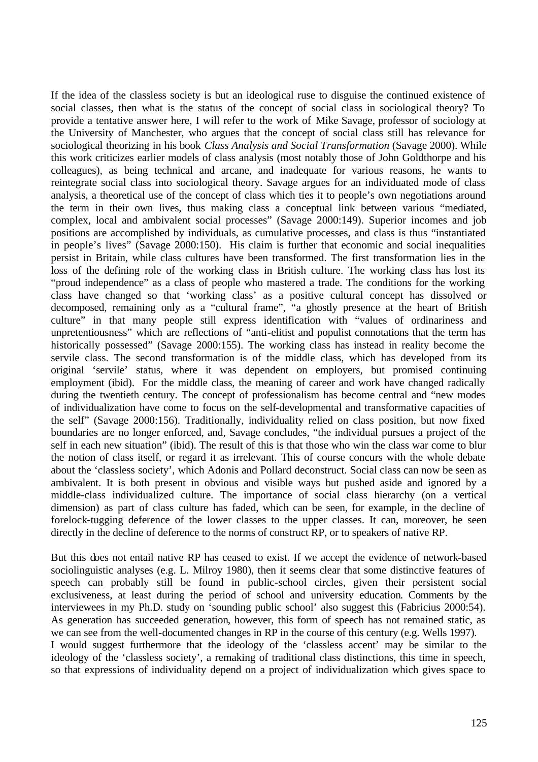If the idea of the classless society is but an ideological ruse to disguise the continued existence of social classes, then what is the status of the concept of social class in sociological theory? To provide a tentative answer here, I will refer to the work of Mike Savage, professor of sociology at the University of Manchester, who argues that the concept of social class still has relevance for sociological theorizing in his book *Class Analysis and Social Transformation* (Savage 2000). While this work criticizes earlier models of class analysis (most notably those of John Goldthorpe and his colleagues), as being technical and arcane, and inadequate for various reasons, he wants to reintegrate social class into sociological theory. Savage argues for an individuated mode of class analysis, a theoretical use of the concept of class which ties it to people's own negotiations around the term in their own lives, thus making class a conceptual link between various "mediated, complex, local and ambivalent social processes" (Savage 2000:149). Superior incomes and job positions are accomplished by individuals, as cumulative processes, and class is thus "instantiated in people's lives" (Savage 2000:150). His claim is further that economic and social inequalities persist in Britain, while class cultures have been transformed. The first transformation lies in the loss of the defining role of the working class in British culture. The working class has lost its "proud independence" as a class of people who mastered a trade. The conditions for the working class have changed so that 'working class' as a positive cultural concept has dissolved or decomposed, remaining only as a "cultural frame", "a ghostly presence at the heart of British culture" in that many people still express identification with "values of ordinariness and unpretentiousness" which are reflections of "anti-elitist and populist connotations that the term has historically possessed" (Savage 2000:155). The working class has instead in reality become the servile class. The second transformation is of the middle class, which has developed from its original 'servile' status, where it was dependent on employers, but promised continuing employment (ibid). For the middle class, the meaning of career and work have changed radically during the twentieth century. The concept of professionalism has become central and "new modes of individualization have come to focus on the self-developmental and transformative capacities of the self" (Savage 2000:156). Traditionally, individuality relied on class position, but now fixed boundaries are no longer enforced, and, Savage concludes, "the individual pursues a project of the self in each new situation" (ibid). The result of this is that those who win the class war come to blur the notion of class itself, or regard it as irrelevant. This of course concurs with the whole debate about the 'classless society', which Adonis and Pollard deconstruct. Social class can now be seen as ambivalent. It is both present in obvious and visible ways but pushed aside and ignored by a middle-class individualized culture. The importance of social class hierarchy (on a vertical dimension) as part of class culture has faded, which can be seen, for example, in the decline of forelock-tugging deference of the lower classes to the upper classes. It can, moreover, be seen directly in the decline of deference to the norms of construct RP, or to speakers of native RP.

But this does not entail native RP has ceased to exist. If we accept the evidence of network-based sociolinguistic analyses (e.g. L. Milroy 1980), then it seems clear that some distinctive features of speech can probably still be found in public-school circles, given their persistent social exclusiveness, at least during the period of school and university education. Comments by the interviewees in my Ph.D. study on 'sounding public school' also suggest this (Fabricius 2000:54). As generation has succeeded generation, however, this form of speech has not remained static, as we can see from the well-documented changes in RP in the course of this century (e.g. Wells 1997).

I would suggest furthermore that the ideology of the 'classless accent' may be similar to the ideology of the 'classless society', a remaking of traditional class distinctions, this time in speech, so that expressions of individuality depend on a project of individualization which gives space to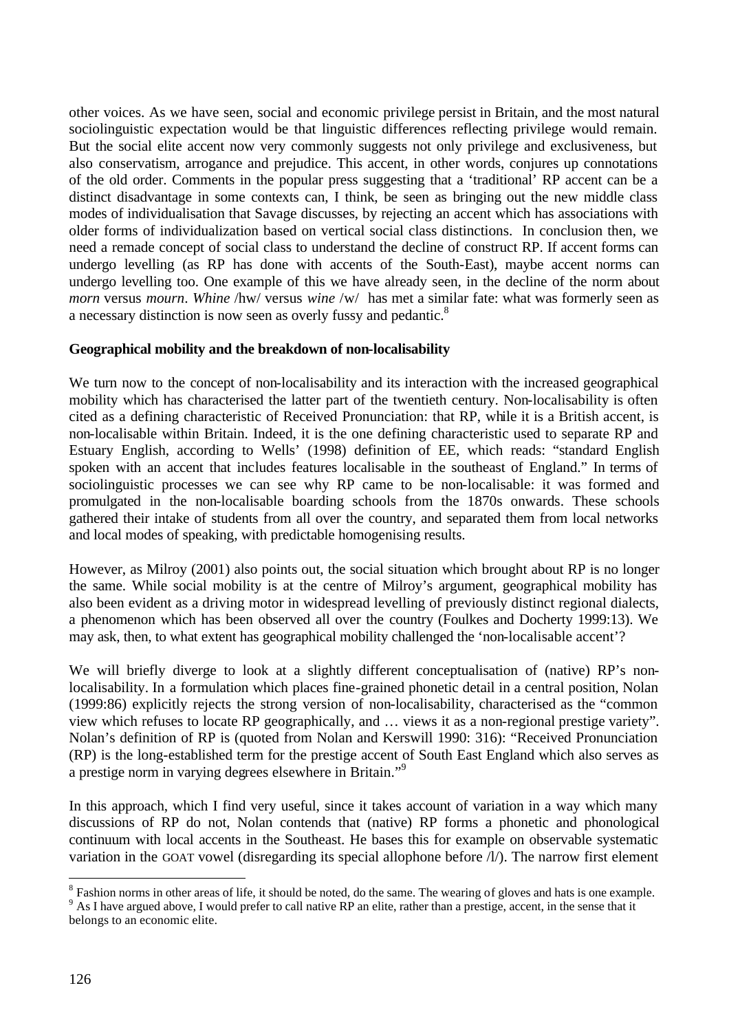other voices. As we have seen, social and economic privilege persist in Britain, and the most natural sociolinguistic expectation would be that linguistic differences reflecting privilege would remain. But the social elite accent now very commonly suggests not only privilege and exclusiveness, but also conservatism, arrogance and prejudice. This accent, in other words, conjures up connotations of the old order. Comments in the popular press suggesting that a 'traditional' RP accent can be a distinct disadvantage in some contexts can, I think, be seen as bringing out the new middle class modes of individualisation that Savage discusses, by rejecting an accent which has associations with older forms of individualization based on vertical social class distinctions. In conclusion then, we need a remade concept of social class to understand the decline of construct RP. If accent forms can undergo levelling (as RP has done with accents of the South-East), maybe accent norms can undergo levelling too. One example of this we have already seen, in the decline of the norm about *morn* versus *mourn*. *Whine* /hw/ versus *wine* /w/ has met a similar fate: what was formerly seen as a necessary distinction is now seen as overly fussy and pedantic.[8]

**Geographical mobility and the breakdown of non-localisability**

We turn now to the concept of non-localisability and its interaction with the increased geographical mobility which has characterised the latter part of the twentieth century. Non-localisability is often cited as a defining characteristic of Received Pronunciation: that RP, while it is a British accent, is non-localisable within Britain. Indeed, it is the one defining characteristic used to separate RP and Estuary English, according to Wells' (1998) definition of EE, which reads: "standard English spoken with an accent that includes features localisable in the southeast of England." In terms of sociolinguistic processes we can see why RP came to be non-localisable: it was formed and promulgated in the non-localisable boarding schools from the 1870s onwards. These schools gathered their intake of students from all over the country, and separated them from local networks and local modes of speaking, with predictable homogenising results.

However, as Milroy (2001) also points out, the social situation which brought about RP is no longer the same. While social mobility is at the centre of Milroy's argument, geographical mobility has also been evident as a driving motor in widespread levelling of previously distinct regional dialects, a phenomenon which has been observed all over the country (Foulkes and Docherty 1999:13). We may ask, then, to what extent has geographical mobility challenged the 'non-localisable accent'?

We will briefly diverge to look at a slightly different conceptualisation of (native) RP's non-localisability. In a formulation which places fine-grained phonetic detail in a central position, Nolan (1999:86) explicitly rejects the strong version of non-localisability, characterised as the "common view which refuses to locate RP geographically, and … views it as a non-regional prestige variety". Nolan's definition of RP is (quoted from Nolan and Kerswill 1990: 316): "Received Pronunciation (RP) is the long-established term for the prestige accent of South East England which also serves as a prestige norm in varying degrees elsewhere in Britain."[9]

In this approach, which I find very useful, since it takes account of variation in a way which many discussions of RP do not, Nolan contends that (native) RP forms a phonetic and phonological continuum with local accents in the Southeast. He bases this for example on observable systematic variation in the GOAT vowel (disregarding its special allophone before /l/). The narrow first element

[8] Fashion norms in other areas of life, it should be noted, do the same. The wearing of gloves and hats is one example.

[9] As I have argued above, I would prefer to call native RP an elite, rather than a prestige, accent, in the sense that it belongs to an economic elite.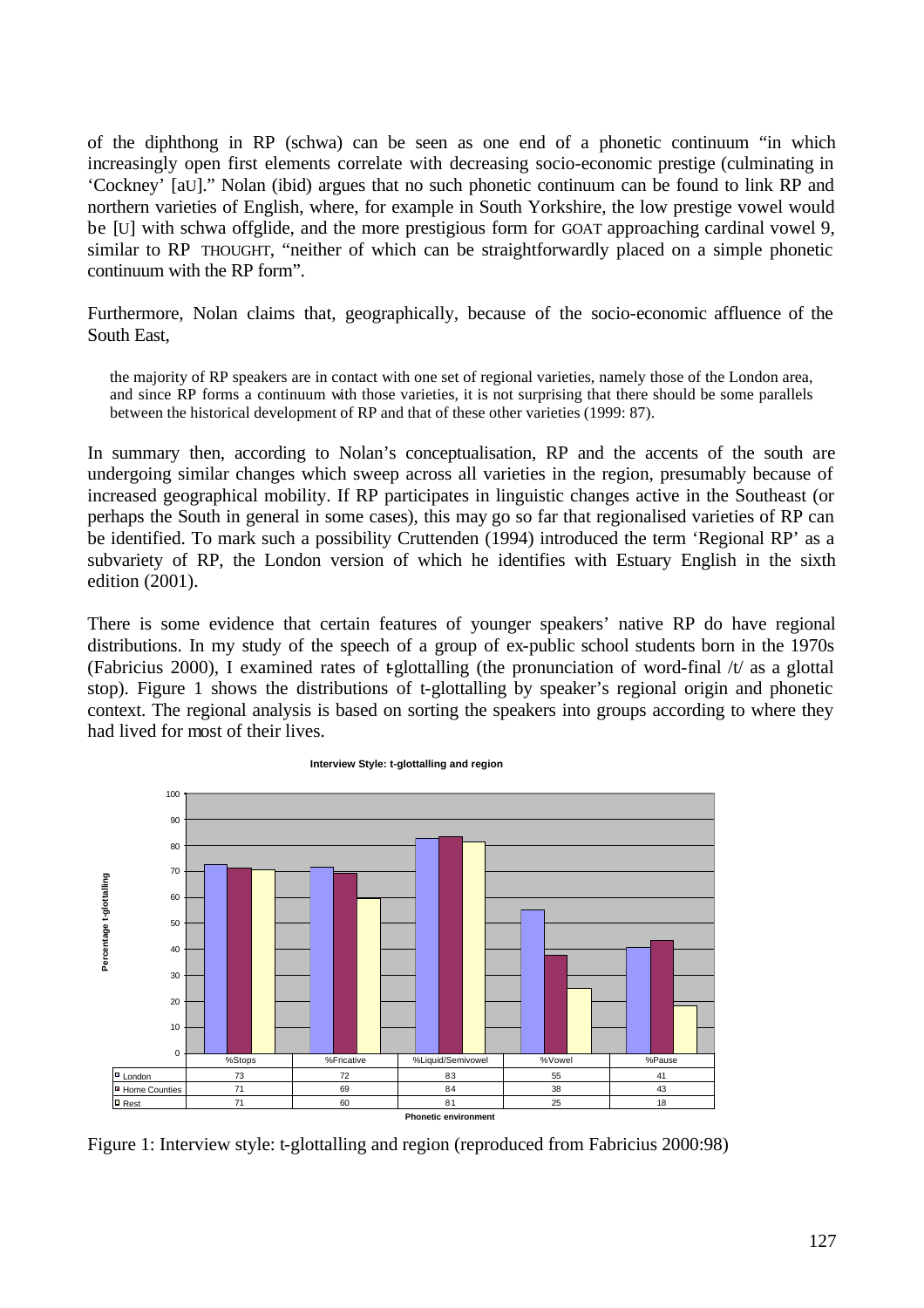of the diphthong in RP (schwa) can be seen as one end of a phonetic continuum "in which increasingly open first elements correlate with decreasing socio-economic prestige (culminating in 'Cockney' [aU]." Nolan (ibid) argues that no such phonetic continuum can be found to link RP and northern varieties of English, where, for example in South Yorkshire, the low prestige vowel would be [U] with schwa offglide, and the more prestigious form for GOAT approaching cardinal vowel 9, similar to RP THOUGHT, "neither of which can be straightforwardly placed on a simple phonetic continuum with the RP form".

Furthermore, Nolan claims that, geographically, because of the socio-economic affluence of the South East,

> the majority of RP speakers are in contact with one set of regional varieties, namely those of the London area, and since RP forms a continuum with those varieties, it is not surprising that there should be some parallels between the historical development of RP and that of these other varieties (1999: 87).

In summary then, according to Nolan's conceptualisation, RP and the accents of the south are undergoing similar changes which sweep across all varieties in the region, presumably because of increased geographical mobility. If RP participates in linguistic changes active in the Southeast (or perhaps the South in general in some cases), this may go so far that regionalised varieties of RP can be identified. To mark such a possibility Cruttenden (1994) introduced the term 'Regional RP' as a subvariety of RP, the London version of which he identifies with Estuary English in the sixth edition (2001).

There is some evidence that certain features of younger speakers' native RP do have regional distributions. In my study of the speech of a group of ex-public school students born in the 1970s (Fabricius 2000), I examined rates of t-glottalling (the pronunciation of word-final /t/ as a glottal stop). Figure 1 shows the distributions of t-glottalling by speaker's regional origin and phonetic context. The regional analysis is based on sorting the speakers into groups according to where they had lived for most of their lives.

**Interview Style: t-glottalling and region**

| | %Stops | %Fricative | %Liquid/Semivowel | %Vowel | %Pause |
|---|---|---|---|---|---|
| London | 73 | 72 | 83 | 55 | 41 |
| Home Counties | 71 | 69 | 84 | 38 | 43 |
| Rest | 71 | 60 | 81 | 25 | 18 |

Phonetic environment (y-axis: Percentage t-glottalling)

Figure 1: Interview style: t-glottalling and region (reproduced from Fabricius 2000:98)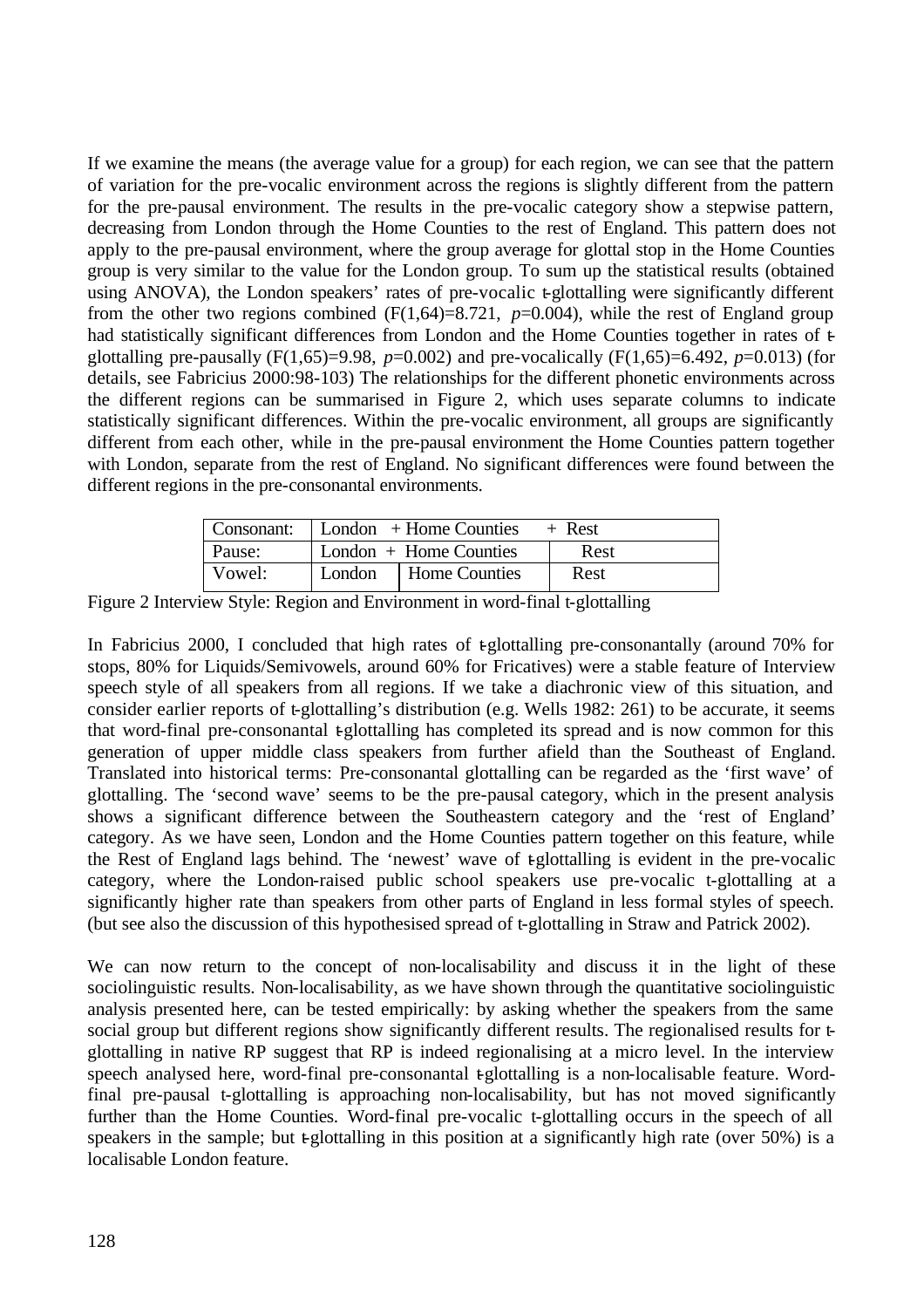If we examine the means (the average value for a group) for each region, we can see that the pattern of variation for the pre-vocalic environment across the regions is slightly different from the pattern for the pre-pausal environment. The results in the pre-vocalic category show a stepwise pattern, decreasing from London through the Home Counties to the rest of England. This pattern does not apply to the pre-pausal environment, where the group average for glottal stop in the Home Counties group is very similar to the value for the London group. To sum up the statistical results (obtained using ANOVA), the London speakers' rates of pre-vocalic t-glottalling were significantly different from the other two regions combined ($F(1,64)=8.721$, $p=0.004$), while the rest of England group had statistically significant differences from London and the Home Counties together in rates of t-glottalling pre-pausally ($F(1,65)=9.98$, $p=0.002$) and pre-vocalically ($F(1,65)=6.492$, $p=0.013$) (for details, see Fabricius 2000:98-103) The relationships for the different phonetic environments across the different regions can be summarised in Figure 2, which uses separate columns to indicate statistically significant differences. Within the pre-vocalic environment, all groups are significantly different from each other, while in the pre-pausal environment the Home Counties pattern together with London, separate from the rest of England. No significant differences were found between the different regions in the pre-consonantal environments.

| Consonant: | London + Home Counties + Rest | | |
|---|---|---|---|
| Pause: | London + Home Counties | | Rest |
| Vowel: | London | Home Counties | Rest |

Figure 2 Interview Style: Region and Environment in word-final t-glottalling

In Fabricius 2000, I concluded that high rates of t-glottalling pre-consonantally (around 70% for stops, 80% for Liquids/Semivowels, around 60% for Fricatives) were a stable feature of Interview speech style of all speakers from all regions. If we take a diachronic view of this situation, and consider earlier reports of t-glottalling's distribution (e.g. Wells 1982: 261) to be accurate, it seems that word-final pre-consonantal t-glottalling has completed its spread and is now common for this generation of upper middle class speakers from further afield than the Southeast of England. Translated into historical terms: Pre-consonantal glottalling can be regarded as the 'first wave' of glottalling. The 'second wave' seems to be the pre-pausal category, which in the present analysis shows a significant difference between the Southeastern category and the 'rest of England' category. As we have seen, London and the Home Counties pattern together on this feature, while the Rest of England lags behind. The 'newest' wave of t-glottalling is evident in the pre-vocalic category, where the London-raised public school speakers use pre-vocalic t-glottalling at a significantly higher rate than speakers from other parts of England in less formal styles of speech. (but see also the discussion of this hypothesised spread of t-glottalling in Straw and Patrick 2002).

We can now return to the concept of non-localisability and discuss it in the light of these sociolinguistic results. Non-localisability, as we have shown through the quantitative sociolinguistic analysis presented here, can be tested empirically: by asking whether the speakers from the same social group but different regions show significantly different results. The regionalised results for t-glottalling in native RP suggest that RP is indeed regionalising at a micro level. In the interview speech analysed here, word-final pre-consonantal t-glottalling is a non-localisable feature. Word-final pre-pausal t-glottalling is approaching non-localisability, but has not moved significantly further than the Home Counties. Word-final pre-vocalic t-glottalling occurs in the speech of all speakers in the sample; but t-glottalling in this position at a significantly high rate (over 50%) is a localisable London feature.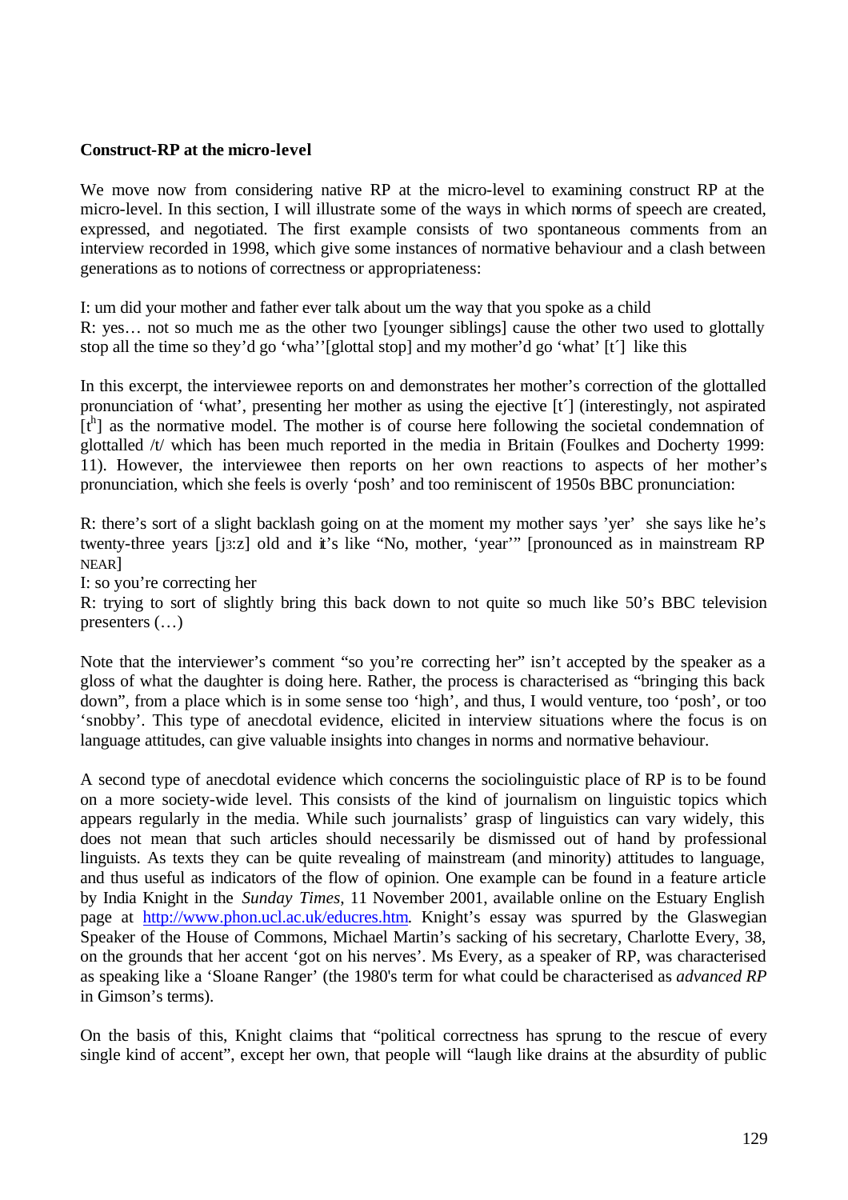**Construct-RP at the micro-level**

We move now from considering native RP at the micro-level to examining construct RP at the micro-level. In this section, I will illustrate some of the ways in which norms of speech are created, expressed, and negotiated. The first example consists of two spontaneous comments from an interview recorded in 1998, which give some instances of normative behaviour and a clash between generations as to notions of correctness or appropriateness:

I: um did your mother and father ever talk about um the way that you spoke as a child
R: yes… not so much me as the other two [younger siblings] cause the other two used to glottally stop all the time so they'd go 'wha''[glottal stop] and my mother'd go 'what' [t´] like this

In this excerpt, the interviewee reports on and demonstrates her mother's correction of the glottalled pronunciation of 'what', presenting her mother as using the ejective [t´] (interestingly, not aspirated [$t^h$] as the normative model. The mother is of course here following the societal condemnation of glottalled /t/ which has been much reported in the media in Britain (Foulkes and Docherty 1999: 11). However, the interviewee then reports on her own reactions to aspects of her mother's pronunciation, which she feels is overly 'posh' and too reminiscent of 1950s BBC pronunciation:

R: there's sort of a slight backlash going on at the moment my mother says 'yer' she says like he's twenty-three years [jɜ:z] old and it's like "No, mother, 'year'" [pronounced as in mainstream RP NEAR]
I: so you're correcting her
R: trying to sort of slightly bring this back down to not quite so much like 50's BBC television presenters (…)

Note that the interviewer's comment "so you're correcting her" isn't accepted by the speaker as a gloss of what the daughter is doing here. Rather, the process is characterised as "bringing this back down", from a place which is in some sense too 'high', and thus, I would venture, too 'posh', or too 'snobby'. This type of anecdotal evidence, elicited in interview situations where the focus is on language attitudes, can give valuable insights into changes in norms and normative behaviour.

A second type of anecdotal evidence which concerns the sociolinguistic place of RP is to be found on a more society-wide level. This consists of the kind of journalism on linguistic topics which appears regularly in the media. While such journalists' grasp of linguistics can vary widely, this does not mean that such articles should necessarily be dismissed out of hand by professional linguists. As texts they can be quite revealing of mainstream (and minority) attitudes to language, and thus useful as indicators of the flow of opinion. One example can be found in a feature article by India Knight in the *Sunday Times*, 11 November 2001, available online on the Estuary English page at http://www.phon.ucl.ac.uk/educres.htm. Knight's essay was spurred by the Glaswegian Speaker of the House of Commons, Michael Martin's sacking of his secretary, Charlotte Every, 38, on the grounds that her accent 'got on his nerves'. Ms Every, as a speaker of RP, was characterised as speaking like a 'Sloane Ranger' (the 1980's term for what could be characterised as *advanced RP* in Gimson's terms).

On the basis of this, Knight claims that "political correctness has sprung to the rescue of every single kind of accent", except her own, that people will "laugh like drains at the absurdity of public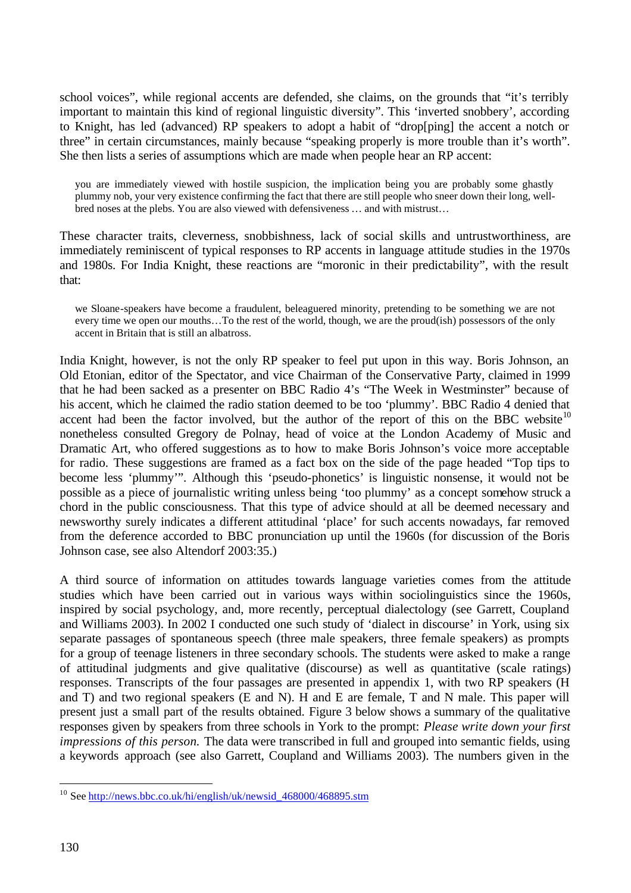school voices", while regional accents are defended, she claims, on the grounds that "it's terribly important to maintain this kind of regional linguistic diversity". This 'inverted snobbery', according to Knight, has led (advanced) RP speakers to adopt a habit of "drop[ping] the accent a notch or three" in certain circumstances, mainly because "speaking properly is more trouble than it's worth". She then lists a series of assumptions which are made when people hear an RP accent:

> you are immediately viewed with hostile suspicion, the implication being you are probably some ghastly plummy nob, your very existence confirming the fact that there are still people who sneer down their long, well-bred noses at the plebs. You are also viewed with defensiveness … and with mistrust…

These character traits, cleverness, snobbishness, lack of social skills and untrustworthiness, are immediately reminiscent of typical responses to RP accents in language attitude studies in the 1970s and 1980s. For India Knight, these reactions are "moronic in their predictability", with the result that:

> we Sloane-speakers have become a fraudulent, beleaguered minority, pretending to be something we are not every time we open our mouths…To the rest of the world, though, we are the proud(ish) possessors of the only accent in Britain that is still an albatross.

India Knight, however, is not the only RP speaker to feel put upon in this way. Boris Johnson, an Old Etonian, editor of the Spectator, and vice Chairman of the Conservative Party, claimed in 1999 that he had been sacked as a presenter on BBC Radio 4's "The Week in Westminster" because of his accent, which he claimed the radio station deemed to be too 'plummy'. BBC Radio 4 denied that accent had been the factor involved, but the author of the report of this on the BBC website[10] nonetheless consulted Gregory de Polnay, head of voice at the London Academy of Music and Dramatic Art, who offered suggestions as to how to make Boris Johnson's voice more acceptable for radio. These suggestions are framed as a fact box on the side of the page headed "Top tips to become less 'plummy'". Although this 'pseudo-phonetics' is linguistic nonsense, it would not be possible as a piece of journalistic writing unless being 'too plummy' as a concept somehow struck a chord in the public consciousness. That this type of advice should at all be deemed necessary and newsworthy surely indicates a different attitudinal 'place' for such accents nowadays, far removed from the deference accorded to BBC pronunciation up until the 1960s (for discussion of the Boris Johnson case, see also Altendorf 2003:35.)

A third source of information on attitudes towards language varieties comes from the attitude studies which have been carried out in various ways within sociolinguistics since the 1960s, inspired by social psychology, and, more recently, perceptual dialectology (see Garrett, Coupland and Williams 2003). In 2002 I conducted one such study of 'dialect in discourse' in York, using six separate passages of spontaneous speech (three male speakers, three female speakers) as prompts for a group of teenage listeners in three secondary schools. The students were asked to make a range of attitudinal judgments and give qualitative (discourse) as well as quantitative (scale ratings) responses. Transcripts of the four passages are presented in appendix 1, with two RP speakers (H and T) and two regional speakers (E and N). H and E are female, T and N male. This paper will present just a small part of the results obtained. Figure 3 below shows a summary of the qualitative responses given by speakers from three schools in York to the prompt: *Please write down your first impressions of this person.* The data were transcribed in full and grouped into semantic fields, using a keywords approach (see also Garrett, Coupland and Williams 2003). The numbers given in the

---

[10] See http://news.bbc.co.uk/hi/english/uk/newsid_468000/468895.stm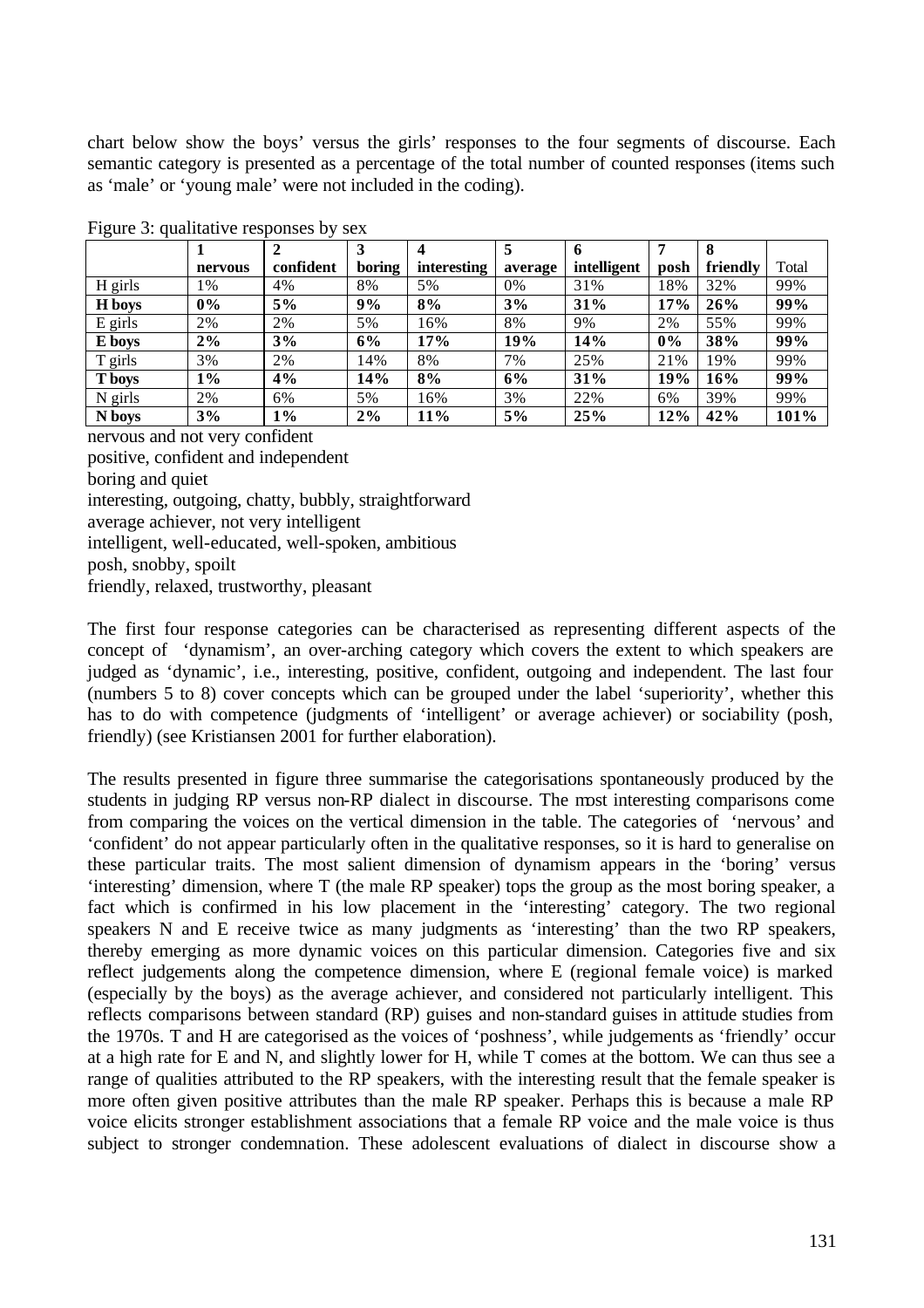chart below show the boys' versus the girls' responses to the four segments of discourse. Each semantic category is presented as a percentage of the total number of counted responses (items such as 'male' or 'young male' were not included in the coding).

Figure 3: qualitative responses by sex

| | 1 nervous | 2 confident | 3 boring | 4 interesting | 5 average | 6 intelligent | 7 posh | 8 friendly | Total |
|---|---|---|---|---|---|---|---|---|---|
| H girls | 1% | 4% | 8% | 5% | 0% | 31% | 18% | 32% | 99% |
| **H boys** | **0%** | **5%** | **9%** | **8%** | **3%** | **31%** | **17%** | **26%** | **99%** |
| E girls | 2% | 2% | 5% | 16% | 8% | 9% | 2% | 55% | 99% |
| **E boys** | **2%** | **3%** | **6%** | **17%** | **19%** | **14%** | **0%** | **38%** | **99%** |
| T girls | 3% | 2% | 14% | 8% | 7% | 25% | 21% | 19% | 99% |
| **T boys** | **1%** | **4%** | **14%** | **8%** | **6%** | **31%** | **19%** | **16%** | **99%** |
| N girls | 2% | 6% | 5% | 16% | 3% | 22% | 6% | 39% | 99% |
| **N boys** | **3%** | **1%** | **2%** | **11%** | **5%** | **25%** | **12%** | **42%** | **101%** |

nervous and not very confident
positive, confident and independent
boring and quiet
interesting, outgoing, chatty, bubbly, straightforward
average achiever, not very intelligent
intelligent, well-educated, well-spoken, ambitious
posh, snobby, spoilt
friendly, relaxed, trustworthy, pleasant

The first four response categories can be characterised as representing different aspects of the concept of 'dynamism', an over-arching category which covers the extent to which speakers are judged as 'dynamic', i.e., interesting, positive, confident, outgoing and independent. The last four (numbers 5 to 8) cover concepts which can be grouped under the label 'superiority', whether this has to do with competence (judgments of 'intelligent' or average achiever) or sociability (posh, friendly) (see Kristiansen 2001 for further elaboration).

The results presented in figure three summarise the categorisations spontaneously produced by the students in judging RP versus non-RP dialect in discourse. The most interesting comparisons come from comparing the voices on the vertical dimension in the table. The categories of 'nervous' and 'confident' do not appear particularly often in the qualitative responses, so it is hard to generalise on these particular traits. The most salient dimension of dynamism appears in the 'boring' versus 'interesting' dimension, where T (the male RP speaker) tops the group as the most boring speaker, a fact which is confirmed in his low placement in the 'interesting' category. The two regional speakers N and E receive twice as many judgments as 'interesting' than the two RP speakers, thereby emerging as more dynamic voices on this particular dimension. Categories five and six reflect judgements along the competence dimension, where E (regional female voice) is marked (especially by the boys) as the average achiever, and considered not particularly intelligent. This reflects comparisons between standard (RP) guises and non-standard guises in attitude studies from the 1970s. T and H are categorised as the voices of 'poshness', while judgements as 'friendly' occur at a high rate for E and N, and slightly lower for H, while T comes at the bottom. We can thus see a range of qualities attributed to the RP speakers, with the interesting result that the female speaker is more often given positive attributes than the male RP speaker. Perhaps this is because a male RP voice elicits stronger establishment associations that a female RP voice and the male voice is thus subject to stronger condemnation. These adolescent evaluations of dialect in discourse show a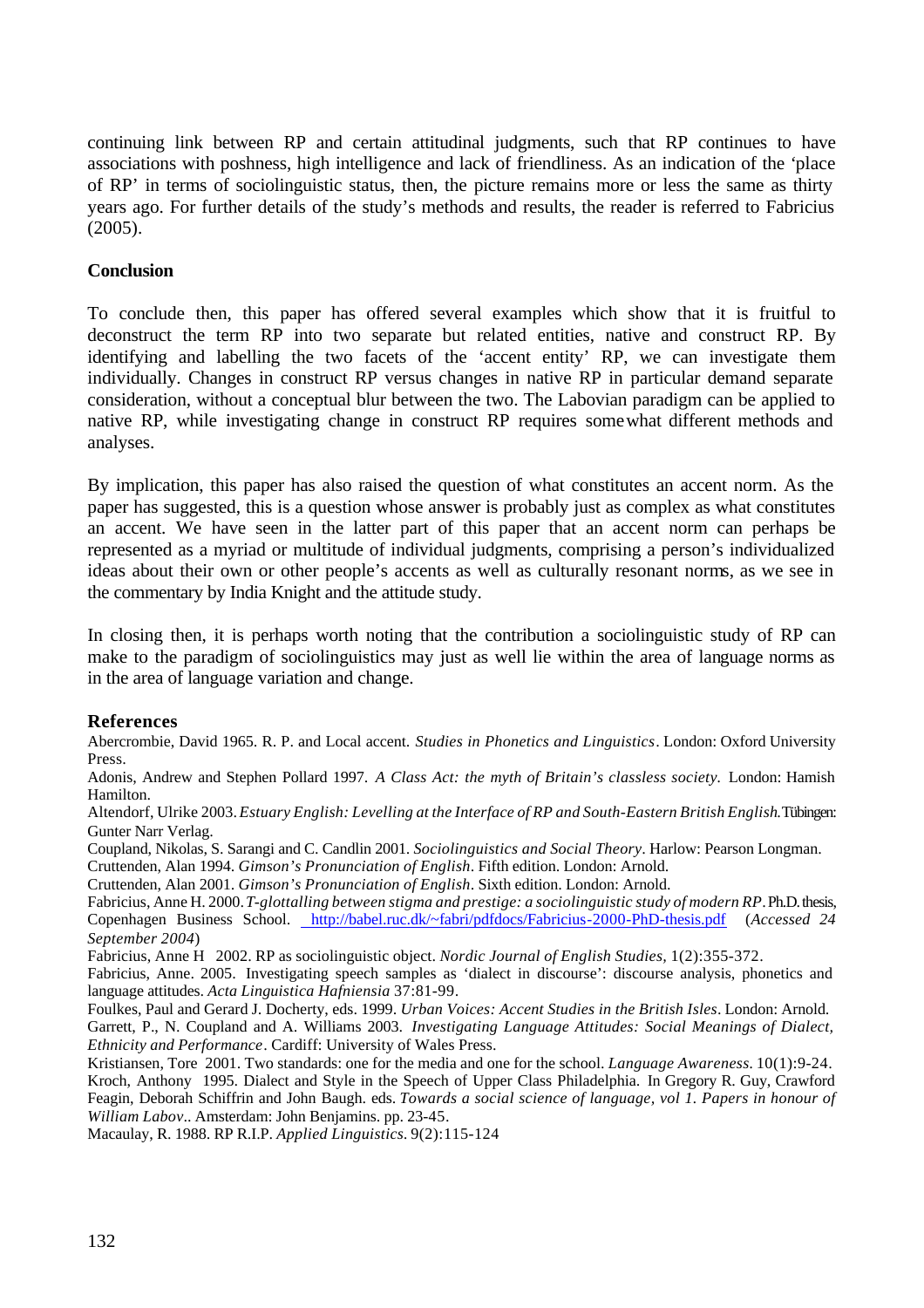continuing link between RP and certain attitudinal judgments, such that RP continues to have associations with poshness, high intelligence and lack of friendliness. As an indication of the 'place of RP' in terms of sociolinguistic status, then, the picture remains more or less the same as thirty years ago. For further details of the study's methods and results, the reader is referred to Fabricius (2005).

**Conclusion**

To conclude then, this paper has offered several examples which show that it is fruitful to deconstruct the term RP into two separate but related entities, native and construct RP. By identifying and labelling the two facets of the 'accent entity' RP, we can investigate them individually. Changes in construct RP versus changes in native RP in particular demand separate consideration, without a conceptual blur between the two. The Labovian paradigm can be applied to native RP, while investigating change in construct RP requires somewhat different methods and analyses.

By implication, this paper has also raised the question of what constitutes an accent norm. As the paper has suggested, this is a question whose answer is probably just as complex as what constitutes an accent. We have seen in the latter part of this paper that an accent norm can perhaps be represented as a myriad or multitude of individual judgments, comprising a person's individualized ideas about their own or other people's accents as well as culturally resonant norms, as we see in the commentary by India Knight and the attitude study.

In closing then, it is perhaps worth noting that the contribution a sociolinguistic study of RP can make to the paradigm of sociolinguistics may just as well lie within the area of language norms as in the area of language variation and change.

**References**

Abercrombie, David 1965. R. P. and Local accent. *Studies in Phonetics and Linguistics*. London: Oxford University Press.

Adonis, Andrew and Stephen Pollard 1997. *A Class Act: the myth of Britain's classless society.* London: Hamish Hamilton.

Altendorf, Ulrike 2003. *Estuary English: Levelling at the Interface of RP and South-Eastern British English.* Tübingen: Gunter Narr Verlag.

Coupland, Nikolas, S. Sarangi and C. Candlin 2001. *Sociolinguistics and Social Theory*. Harlow: Pearson Longman.

Cruttenden, Alan 1994. *Gimson's Pronunciation of English*. Fifth edition. London: Arnold.

Cruttenden, Alan 2001. *Gimson's Pronunciation of English*. Sixth edition. London: Arnold.

Fabricius, Anne H. 2000. *T-glottalling between stigma and prestige: a sociolinguistic study of modern RP*. Ph.D. thesis, Copenhagen Business School. http://babel.ruc.dk/~fabri/pdfdocs/Fabricius-2000-PhD-thesis.pdf (*Accessed 24 September 2004*)

Fabricius, Anne H 2002. RP as sociolinguistic object. *Nordic Journal of English Studies,* 1(2):355-372.

Fabricius, Anne. 2005. Investigating speech samples as 'dialect in discourse': discourse analysis, phonetics and language attitudes. *Acta Linguistica Hafniensia* 37:81-99.

Foulkes, Paul and Gerard J. Docherty, eds. 1999. *Urban Voices: Accent Studies in the British Isles*. London: Arnold.

Garrett, P., N. Coupland and A. Williams 2003. *Investigating Language Attitudes: Social Meanings of Dialect, Ethnicity and Performance*. Cardiff: University of Wales Press.

Kristiansen, Tore 2001. Two standards: one for the media and one for the school. *Language Awareness.* 10(1):9-24.

Kroch, Anthony 1995. Dialect and Style in the Speech of Upper Class Philadelphia. In Gregory R. Guy, Crawford Feagin, Deborah Schiffrin and John Baugh. eds. *Towards a social science of language, vol 1. Papers in honour of William Labov*.. Amsterdam: John Benjamins. pp. 23-45.

Macaulay, R. 1988. RP R.I.P. *Applied Linguistics*. 9(2):115-124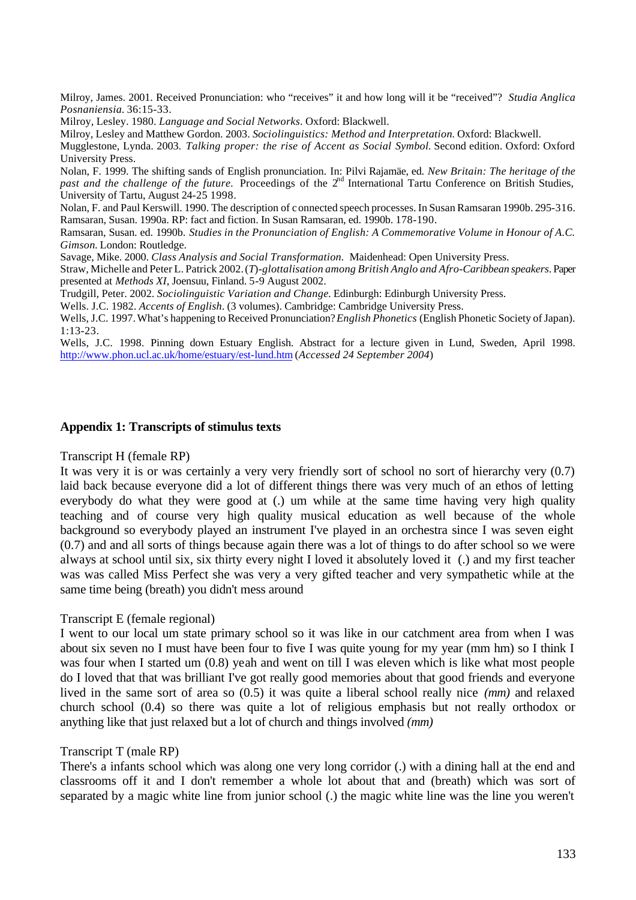Milroy, James. 2001. Received Pronunciation: who "receives" it and how long will it be "received"? *Studia Anglica Posnaniensia*. 36:15-33.

Milroy, Lesley. 1980. *Language and Social Networks*. Oxford: Blackwell.

Milroy, Lesley and Matthew Gordon. 2003. *Sociolinguistics: Method and Interpretation*. Oxford: Blackwell.

Mugglestone, Lynda. 2003. *Talking proper: the rise of Accent as Social Symbol*. Second edition. Oxford: Oxford University Press.

Nolan, F. 1999. The shifting sands of English pronunciation. In: Pilvi Rajamäe, ed. *New Britain: The heritage of the past and the challenge of the future*. Proceedings of the 2nd International Tartu Conference on British Studies, University of Tartu, August 24-25 1998.

Nolan, F. and Paul Kerswill. 1990. The description of connected speech processes. In Susan Ramsaran 1990b. 295-316.

Ramsaran, Susan. 1990a. RP: fact and fiction. In Susan Ramsaran, ed. 1990b. 178-190.

Ramsaran, Susan. ed. 1990b. *Studies in the Pronunciation of English: A Commemorative Volume in Honour of A.C. Gimson*. London: Routledge.

Savage, Mike. 2000. *Class Analysis and Social Transformation*. Maidenhead: Open University Press.

Straw, Michelle and Peter L. Patrick 2002. *(T)-glottalisation among British Anglo and Afro-Caribbean speakers*. Paper presented at *Methods XI*, Joensuu, Finland. 5-9 August 2002.

Trudgill, Peter. 2002. *Sociolinguistic Variation and Change*. Edinburgh: Edinburgh University Press.

Wells. J.C. 1982. *Accents of English*. (3 volumes). Cambridge: Cambridge University Press.

Wells, J.C. 1997. What's happening to Received Pronunciation? *English Phonetics* (English Phonetic Society of Japan). 1:13-23.

Wells, J.C. 1998. Pinning down Estuary English. Abstract for a lecture given in Lund, Sweden, April 1998. http://www.phon.ucl.ac.uk/home/estuary/est-lund.htm (*Accessed 24 September 2004*)

## Appendix 1: Transcripts of stimulus texts

Transcript H (female RP)

It was very it is or was certainly a very very friendly sort of school no sort of hierarchy very (0.7) laid back because everyone did a lot of different things there was very much of an ethos of letting everybody do what they were good at (.) um while at the same time having very high quality teaching and of course very high quality musical education as well because of the whole background so everybody played an instrument I've played in an orchestra since I was seven eight (0.7) and and all sorts of things because again there was a lot of things to do after school so we were always at school until six, six thirty every night I loved it absolutely loved it (.) and my first teacher was was called Miss Perfect she was very a very gifted teacher and very sympathetic while at the same time being (breath) you didn't mess around

Transcript E (female regional)

I went to our local um state primary school so it was like in our catchment area from when I was about six seven no I must have been four to five I was quite young for my year (mm hm) so I think I was four when I started um (0.8) yeah and went on till I was eleven which is like what most people do I loved that that was brilliant I've got really good memories about that good friends and everyone lived in the same sort of area so (0.5) it was quite a liberal school really nice *(mm)* and relaxed church school (0.4) so there was quite a lot of religious emphasis but not really orthodox or anything like that just relaxed but a lot of church and things involved *(mm)*

Transcript T (male RP)

There's a infants school which was along one very long corridor (.) with a dining hall at the end and classrooms off it and I don't remember a whole lot about that and (breath) which was sort of separated by a magic white line from junior school (.) the magic white line was the line you weren't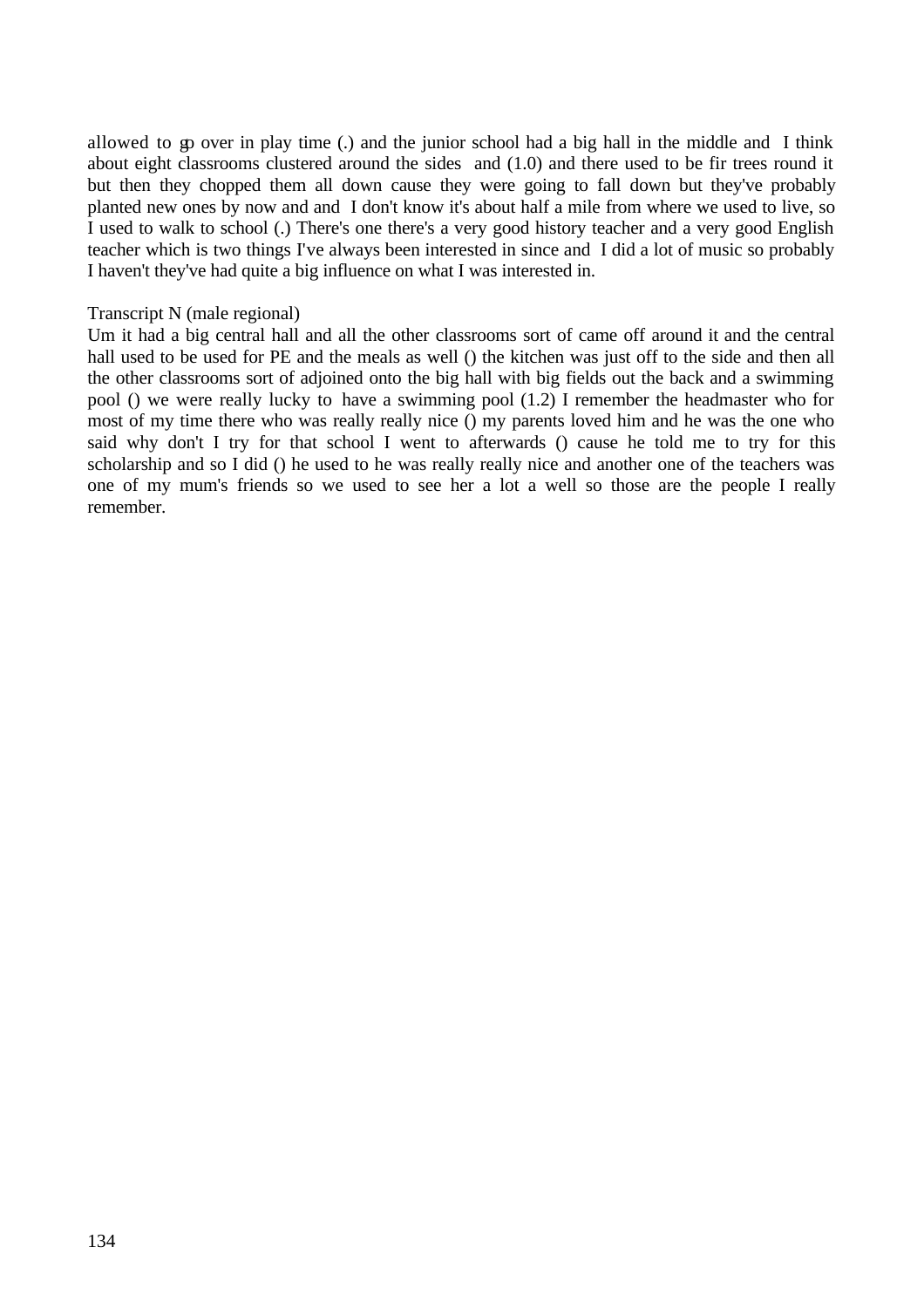allowed to go over in play time (.) and the junior school had a big hall in the middle and I think about eight classrooms clustered around the sides and (1.0) and there used to be fir trees round it but then they chopped them all down cause they were going to fall down but they've probably planted new ones by now and and I don't know it's about half a mile from where we used to live, so I used to walk to school (.) There's one there's a very good history teacher and a very good English teacher which is two things I've always been interested in since and I did a lot of music so probably I haven't they've had quite a big influence on what I was interested in.

Transcript N (male regional)
Um it had a big central hall and all the other classrooms sort of came off around it and the central hall used to be used for PE and the meals as well () the kitchen was just off to the side and then all the other classrooms sort of adjoined onto the big hall with big fields out the back and a swimming pool () we were really lucky to have a swimming pool (1.2) I remember the headmaster who for most of my time there who was really really nice () my parents loved him and he was the one who said why don't I try for that school I went to afterwards () cause he told me to try for this scholarship and so I did () he used to he was really really nice and another one of the teachers was one of my mum's friends so we used to see her a lot a well so those are the people I really remember.